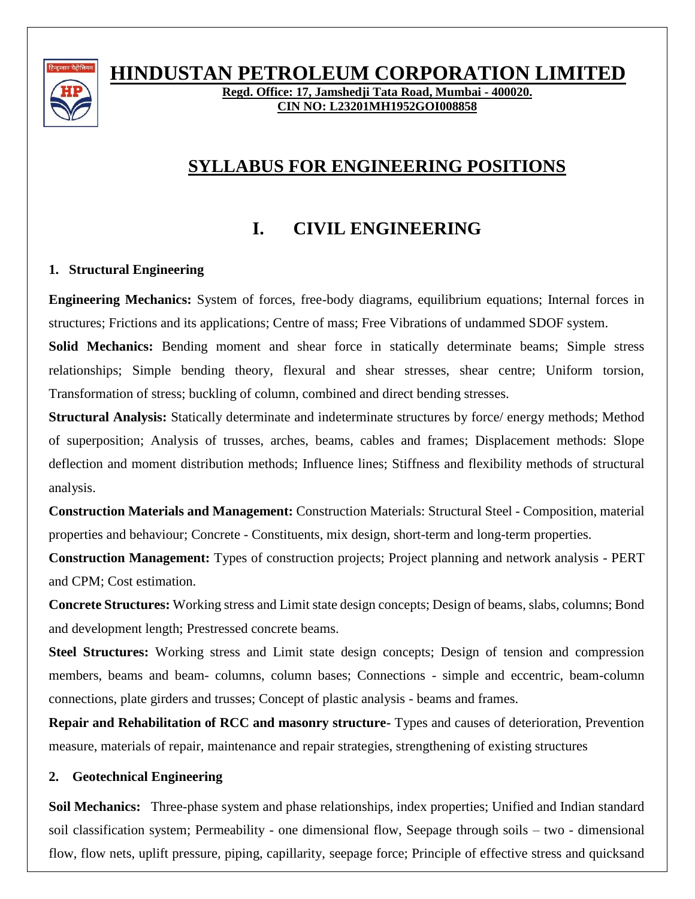# HINDUSTAN PETROLEUM CORPORATION LIMITED

**Regd. Office: 17, Jamshedji Tata Road, Mumbai - 400020.**
**CIN NO: L23201MH1952GOI008858**

## SYLLABUS FOR ENGINEERING POSITIONS

## I. CIVIL ENGINEERING

### 1. Structural Engineering

**Engineering Mechanics:** System of forces, free-body diagrams, equilibrium equations; Internal forces in structures; Frictions and its applications; Centre of mass; Free Vibrations of undammed SDOF system.

**Solid Mechanics:** Bending moment and shear force in statically determinate beams; Simple stress relationships; Simple bending theory, flexural and shear stresses, shear centre; Uniform torsion, Transformation of stress; buckling of column, combined and direct bending stresses.

**Structural Analysis:** Statically determinate and indeterminate structures by force/ energy methods; Method of superposition; Analysis of trusses, arches, beams, cables and frames; Displacement methods: Slope deflection and moment distribution methods; Influence lines; Stiffness and flexibility methods of structural analysis.

**Construction Materials and Management:** Construction Materials: Structural Steel - Composition, material properties and behaviour; Concrete - Constituents, mix design, short-term and long-term properties.

**Construction Management:** Types of construction projects; Project planning and network analysis - PERT and CPM; Cost estimation.

**Concrete Structures:** Working stress and Limit state design concepts; Design of beams, slabs, columns; Bond and development length; Prestressed concrete beams.

**Steel Structures:** Working stress and Limit state design concepts; Design of tension and compression members, beams and beam- columns, column bases; Connections - simple and eccentric, beam-column connections, plate girders and trusses; Concept of plastic analysis - beams and frames.

**Repair and Rehabilitation of RCC and masonry structure-** Types and causes of deterioration, Prevention measure, materials of repair, maintenance and repair strategies, strengthening of existing structures

### 2. Geotechnical Engineering

**Soil Mechanics:** Three-phase system and phase relationships, index properties; Unified and Indian standard soil classification system; Permeability - one dimensional flow, Seepage through soils – two - dimensional flow, flow nets, uplift pressure, piping, capillarity, seepage force; Principle of effective stress and quicksand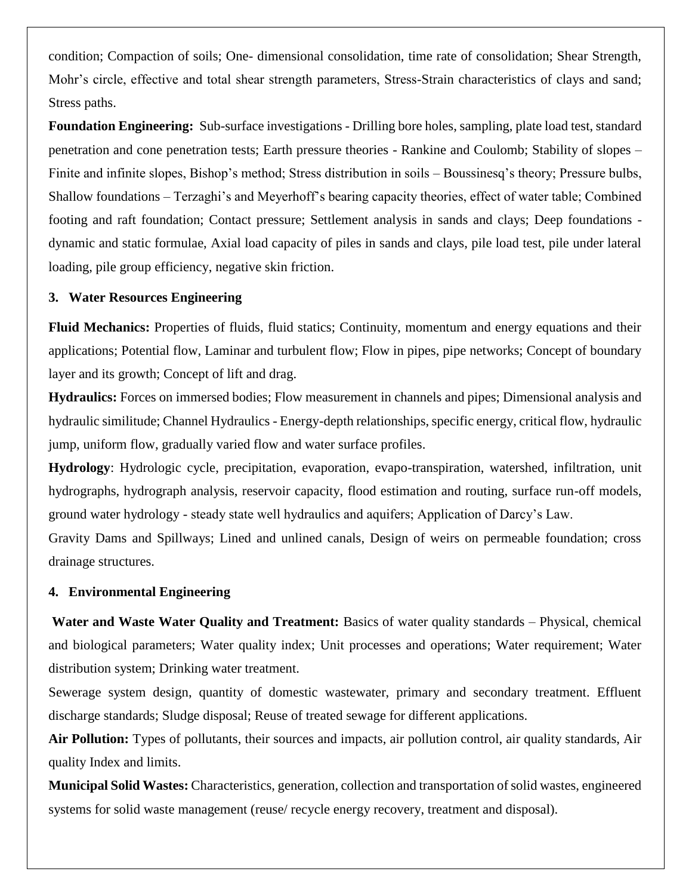condition; Compaction of soils; One- dimensional consolidation, time rate of consolidation; Shear Strength, Mohr's circle, effective and total shear strength parameters, Stress-Strain characteristics of clays and sand; Stress paths.

**Foundation Engineering:** Sub-surface investigations - Drilling bore holes, sampling, plate load test, standard penetration and cone penetration tests; Earth pressure theories - Rankine and Coulomb; Stability of slopes – Finite and infinite slopes, Bishop's method; Stress distribution in soils – Boussinesq's theory; Pressure bulbs, Shallow foundations – Terzaghi's and Meyerhoff's bearing capacity theories, effect of water table; Combined footing and raft foundation; Contact pressure; Settlement analysis in sands and clays; Deep foundations - dynamic and static formulae, Axial load capacity of piles in sands and clays, pile load test, pile under lateral loading, pile group efficiency, negative skin friction.

### 3. Water Resources Engineering

**Fluid Mechanics:** Properties of fluids, fluid statics; Continuity, momentum and energy equations and their applications; Potential flow, Laminar and turbulent flow; Flow in pipes, pipe networks; Concept of boundary layer and its growth; Concept of lift and drag.

**Hydraulics:** Forces on immersed bodies; Flow measurement in channels and pipes; Dimensional analysis and hydraulic similitude; Channel Hydraulics - Energy-depth relationships, specific energy, critical flow, hydraulic jump, uniform flow, gradually varied flow and water surface profiles.

**Hydrology**: Hydrologic cycle, precipitation, evaporation, evapo-transpiration, watershed, infiltration, unit hydrographs, hydrograph analysis, reservoir capacity, flood estimation and routing, surface run-off models, ground water hydrology - steady state well hydraulics and aquifers; Application of Darcy's Law.

Gravity Dams and Spillways; Lined and unlined canals, Design of weirs on permeable foundation; cross drainage structures.

### 4. Environmental Engineering

**Water and Waste Water Quality and Treatment:** Basics of water quality standards – Physical, chemical and biological parameters; Water quality index; Unit processes and operations; Water requirement; Water distribution system; Drinking water treatment.

Sewerage system design, quantity of domestic wastewater, primary and secondary treatment. Effluent discharge standards; Sludge disposal; Reuse of treated sewage for different applications.

**Air Pollution:** Types of pollutants, their sources and impacts, air pollution control, air quality standards, Air quality Index and limits.

**Municipal Solid Wastes:** Characteristics, generation, collection and transportation of solid wastes, engineered systems for solid waste management (reuse/ recycle energy recovery, treatment and disposal).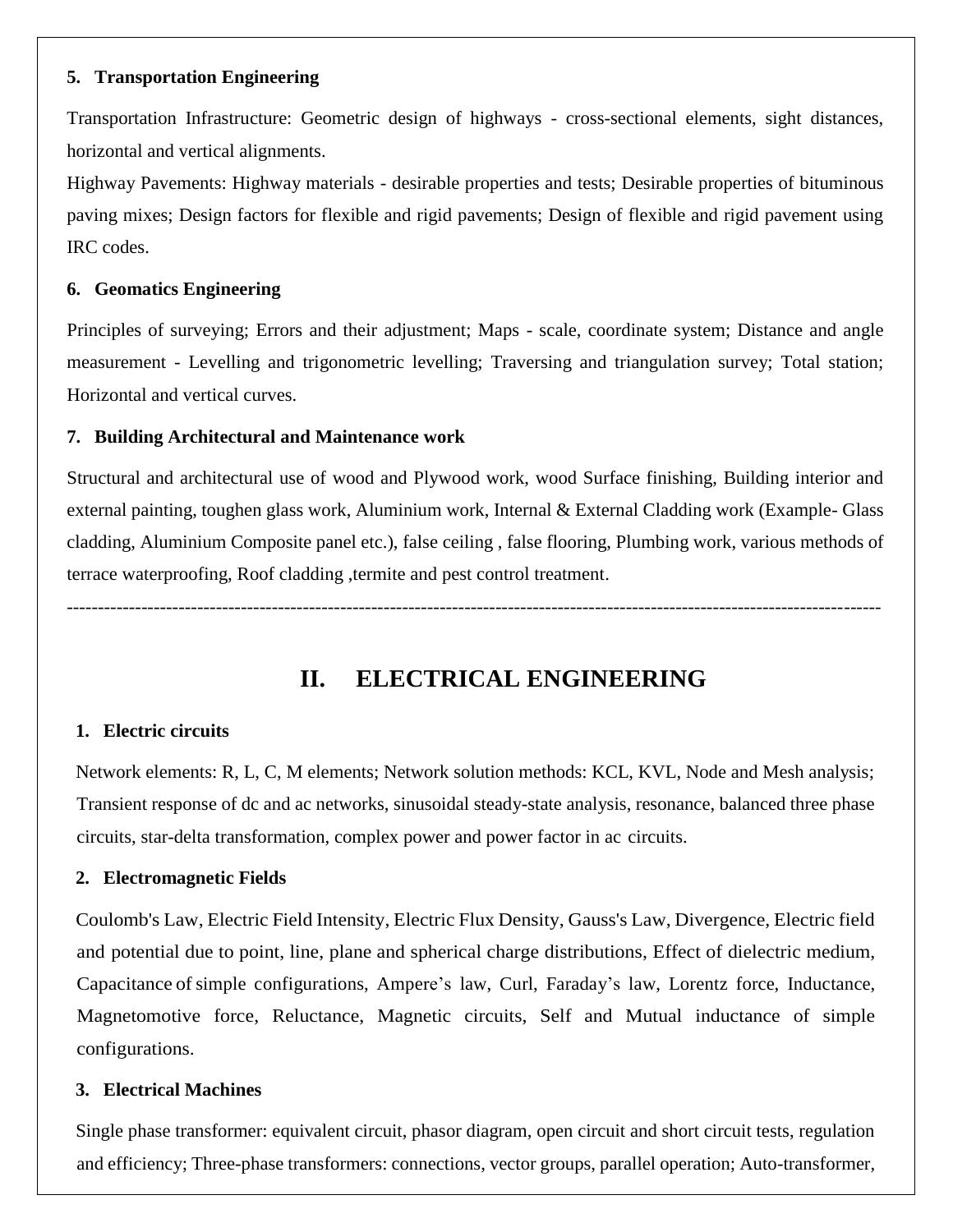### 5. Transportation Engineering

Transportation Infrastructure: Geometric design of highways - cross-sectional elements, sight distances, horizontal and vertical alignments.

Highway Pavements: Highway materials - desirable properties and tests; Desirable properties of bituminous paving mixes; Design factors for flexible and rigid pavements; Design of flexible and rigid pavement using IRC codes.

### 6. Geomatics Engineering

Principles of surveying; Errors and their adjustment; Maps - scale, coordinate system; Distance and angle measurement - Levelling and trigonometric levelling; Traversing and triangulation survey; Total station; Horizontal and vertical curves.

### 7. Building Architectural and Maintenance work

Structural and architectural use of wood and Plywood work, wood Surface finishing, Building interior and external painting, toughen glass work, Aluminium work, Internal & External Cladding work (Example- Glass cladding, Aluminium Composite panel etc.), false ceiling , false flooring, Plumbing work, various methods of terrace waterproofing, Roof cladding ,termite and pest control treatment.

---

## II. ELECTRICAL ENGINEERING

### 1. Electric circuits

Network elements: R, L, C, M elements; Network solution methods: KCL, KVL, Node and Mesh analysis; Transient response of dc and ac networks, sinusoidal steady-state analysis, resonance, balanced three phase circuits, star-delta transformation, complex power and power factor in ac circuits.

### 2. Electromagnetic Fields

Coulomb's Law, Electric Field Intensity, Electric Flux Density, Gauss's Law, Divergence, Electric field and potential due to point, line, plane and spherical charge distributions, Effect of dielectric medium, Capacitance of simple configurations, Ampere's law, Curl, Faraday's law, Lorentz force, Inductance, Magnetomotive force, Reluctance, Magnetic circuits, Self and Mutual inductance of simple configurations.

### 3. Electrical Machines

Single phase transformer: equivalent circuit, phasor diagram, open circuit and short circuit tests, regulation and efficiency; Three-phase transformers: connections, vector groups, parallel operation; Auto-transformer,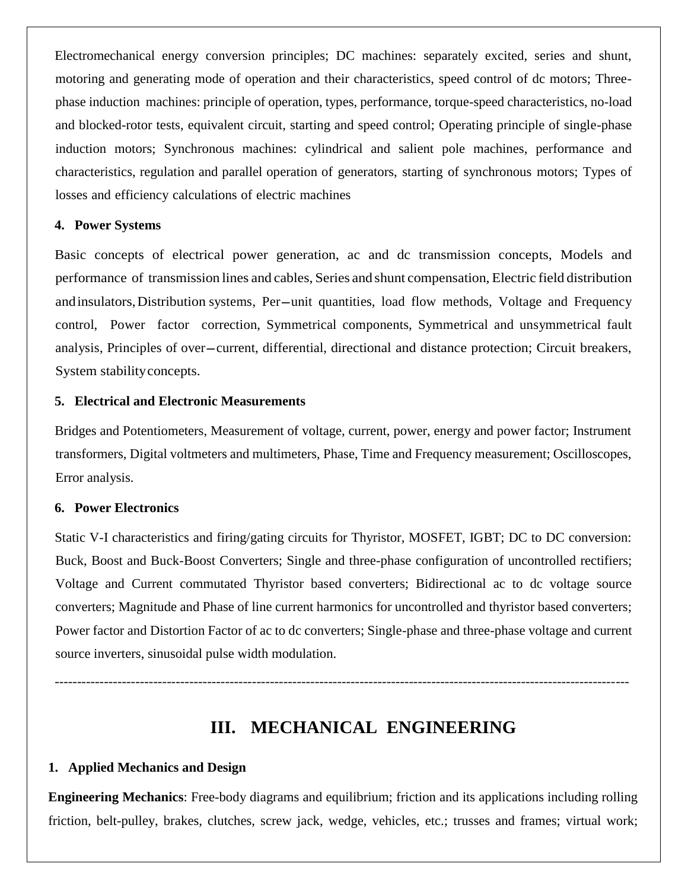Electromechanical energy conversion principles; DC machines: separately excited, series and shunt, motoring and generating mode of operation and their characteristics, speed control of dc motors; Three-phase induction machines: principle of operation, types, performance, torque-speed characteristics, no-load and blocked-rotor tests, equivalent circuit, starting and speed control; Operating principle of single-phase induction motors; Synchronous machines: cylindrical and salient pole machines, performance and characteristics, regulation and parallel operation of generators, starting of synchronous motors; Types of losses and efficiency calculations of electric machines

**4. Power Systems**

Basic concepts of electrical power generation, ac and dc transmission concepts, Models and performance of transmission lines and cables, Series and shunt compensation, Electric field distribution and insulators, Distribution systems, Per–unit quantities, load flow methods, Voltage and Frequency control, Power factor correction, Symmetrical components, Symmetrical and unsymmetrical fault analysis, Principles of over–current, differential, directional and distance protection; Circuit breakers, System stability concepts.

**5. Electrical and Electronic Measurements**

Bridges and Potentiometers, Measurement of voltage, current, power, energy and power factor; Instrument transformers, Digital voltmeters and multimeters, Phase, Time and Frequency measurement; Oscilloscopes, Error analysis.

**6. Power Electronics**

Static V-I characteristics and firing/gating circuits for Thyristor, MOSFET, IGBT; DC to DC conversion: Buck, Boost and Buck-Boost Converters; Single and three-phase configuration of uncontrolled rectifiers; Voltage and Current commutated Thyristor based converters; Bidirectional ac to dc voltage source converters; Magnitude and Phase of line current harmonics for uncontrolled and thyristor based converters; Power factor and Distortion Factor of ac to dc converters; Single-phase and three-phase voltage and current source inverters, sinusoidal pulse width modulation.

---

## III. MECHANICAL ENGINEERING

**1. Applied Mechanics and Design**

**Engineering Mechanics**: Free-body diagrams and equilibrium; friction and its applications including rolling friction, belt-pulley, brakes, clutches, screw jack, wedge, vehicles, etc.; trusses and frames; virtual work;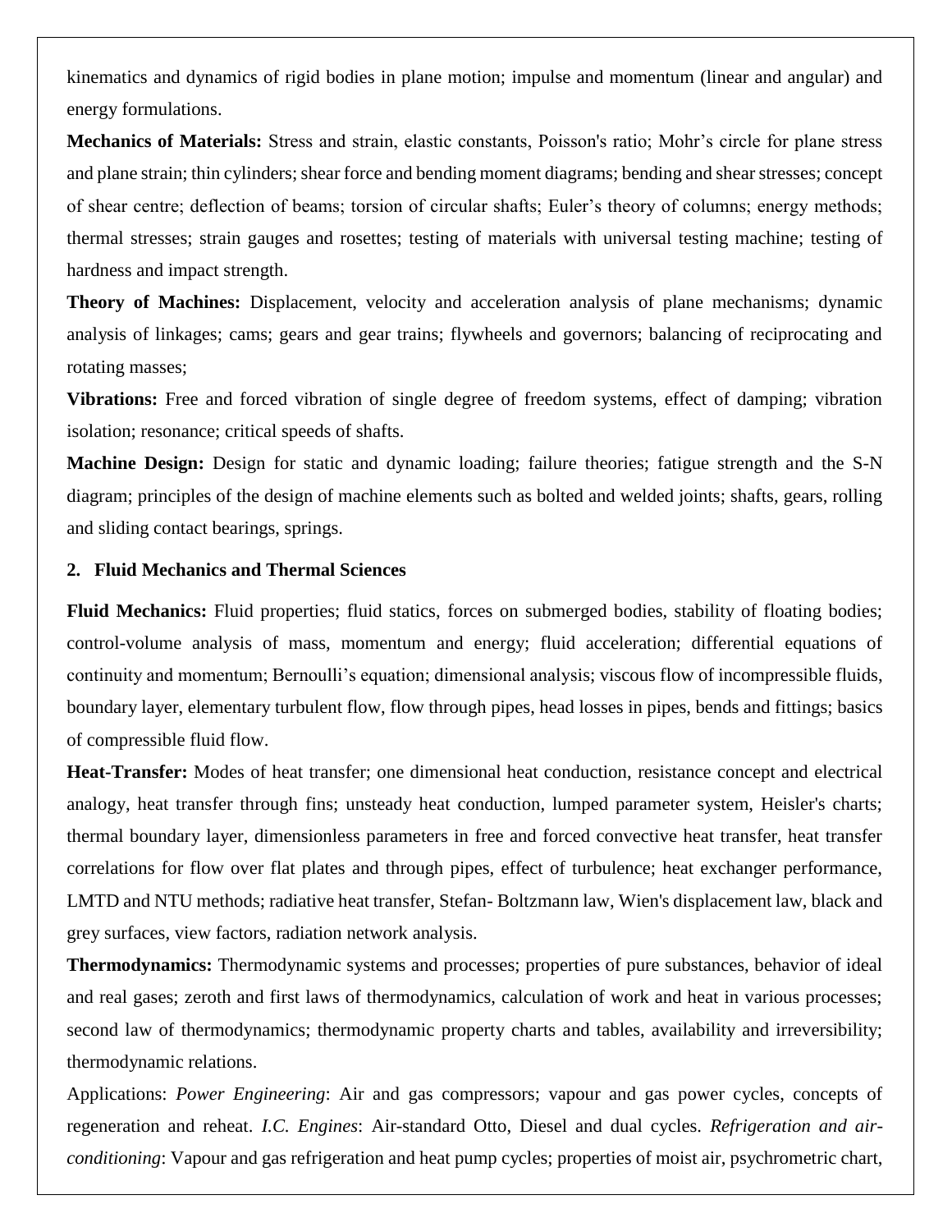kinematics and dynamics of rigid bodies in plane motion; impulse and momentum (linear and angular) and energy formulations.

**Mechanics of Materials:** Stress and strain, elastic constants, Poisson's ratio; Mohr's circle for plane stress and plane strain; thin cylinders; shear force and bending moment diagrams; bending and shear stresses; concept of shear centre; deflection of beams; torsion of circular shafts; Euler's theory of columns; energy methods; thermal stresses; strain gauges and rosettes; testing of materials with universal testing machine; testing of hardness and impact strength.

**Theory of Machines:** Displacement, velocity and acceleration analysis of plane mechanisms; dynamic analysis of linkages; cams; gears and gear trains; flywheels and governors; balancing of reciprocating and rotating masses;

**Vibrations:** Free and forced vibration of single degree of freedom systems, effect of damping; vibration isolation; resonance; critical speeds of shafts.

**Machine Design:** Design for static and dynamic loading; failure theories; fatigue strength and the S-N diagram; principles of the design of machine elements such as bolted and welded joints; shafts, gears, rolling and sliding contact bearings, springs.

## 2. Fluid Mechanics and Thermal Sciences

**Fluid Mechanics:** Fluid properties; fluid statics, forces on submerged bodies, stability of floating bodies; control-volume analysis of mass, momentum and energy; fluid acceleration; differential equations of continuity and momentum; Bernoulli's equation; dimensional analysis; viscous flow of incompressible fluids, boundary layer, elementary turbulent flow, flow through pipes, head losses in pipes, bends and fittings; basics of compressible fluid flow.

**Heat-Transfer:** Modes of heat transfer; one dimensional heat conduction, resistance concept and electrical analogy, heat transfer through fins; unsteady heat conduction, lumped parameter system, Heisler's charts; thermal boundary layer, dimensionless parameters in free and forced convective heat transfer, heat transfer correlations for flow over flat plates and through pipes, effect of turbulence; heat exchanger performance, LMTD and NTU methods; radiative heat transfer, Stefan- Boltzmann law, Wien's displacement law, black and grey surfaces, view factors, radiation network analysis.

**Thermodynamics:** Thermodynamic systems and processes; properties of pure substances, behavior of ideal and real gases; zeroth and first laws of thermodynamics, calculation of work and heat in various processes; second law of thermodynamics; thermodynamic property charts and tables, availability and irreversibility; thermodynamic relations.

Applications: *Power Engineering*: Air and gas compressors; vapour and gas power cycles, concepts of regeneration and reheat. *I.C. Engines*: Air-standard Otto, Diesel and dual cycles. *Refrigeration and air-conditioning*: Vapour and gas refrigeration and heat pump cycles; properties of moist air, psychrometric chart,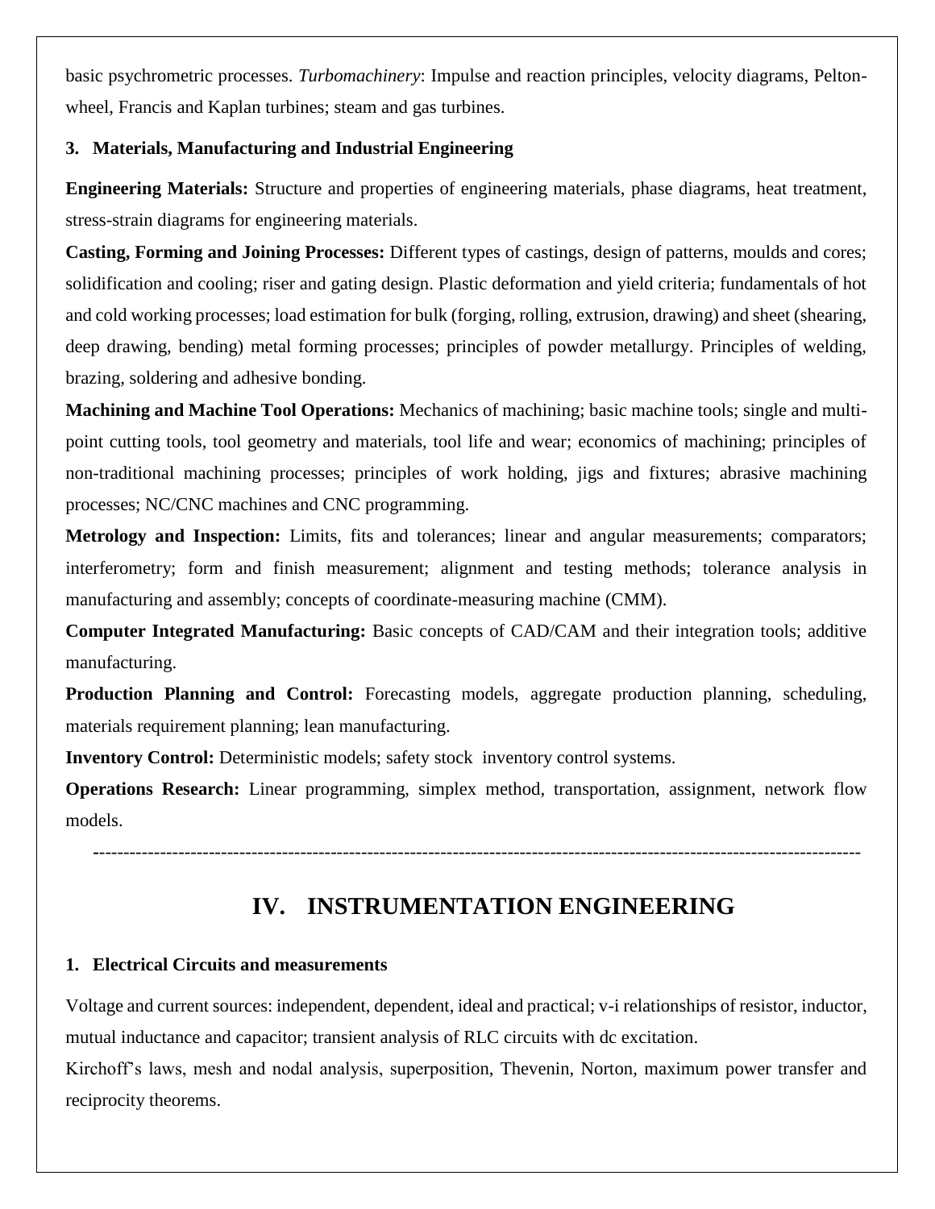basic psychrometric processes. *Turbomachinery*: Impulse and reaction principles, velocity diagrams, Pelton-wheel, Francis and Kaplan turbines; steam and gas turbines.

### 3. Materials, Manufacturing and Industrial Engineering

**Engineering Materials:** Structure and properties of engineering materials, phase diagrams, heat treatment, stress-strain diagrams for engineering materials.

**Casting, Forming and Joining Processes:** Different types of castings, design of patterns, moulds and cores; solidification and cooling; riser and gating design. Plastic deformation and yield criteria; fundamentals of hot and cold working processes; load estimation for bulk (forging, rolling, extrusion, drawing) and sheet (shearing, deep drawing, bending) metal forming processes; principles of powder metallurgy. Principles of welding, brazing, soldering and adhesive bonding.

**Machining and Machine Tool Operations:** Mechanics of machining; basic machine tools; single and multi-point cutting tools, tool geometry and materials, tool life and wear; economics of machining; principles of non-traditional machining processes; principles of work holding, jigs and fixtures; abrasive machining processes; NC/CNC machines and CNC programming.

**Metrology and Inspection:** Limits, fits and tolerances; linear and angular measurements; comparators; interferometry; form and finish measurement; alignment and testing methods; tolerance analysis in manufacturing and assembly; concepts of coordinate-measuring machine (CMM).

**Computer Integrated Manufacturing:** Basic concepts of CAD/CAM and their integration tools; additive manufacturing.

**Production Planning and Control:** Forecasting models, aggregate production planning, scheduling, materials requirement planning; lean manufacturing.

**Inventory Control:** Deterministic models; safety stock inventory control systems.

**Operations Research:** Linear programming, simplex method, transportation, assignment, network flow models.

---

## IV. INSTRUMENTATION ENGINEERING

### 1. Electrical Circuits and measurements

Voltage and current sources: independent, dependent, ideal and practical; v-i relationships of resistor, inductor, mutual inductance and capacitor; transient analysis of RLC circuits with dc excitation.

Kirchoff's laws, mesh and nodal analysis, superposition, Thevenin, Norton, maximum power transfer and reciprocity theorems.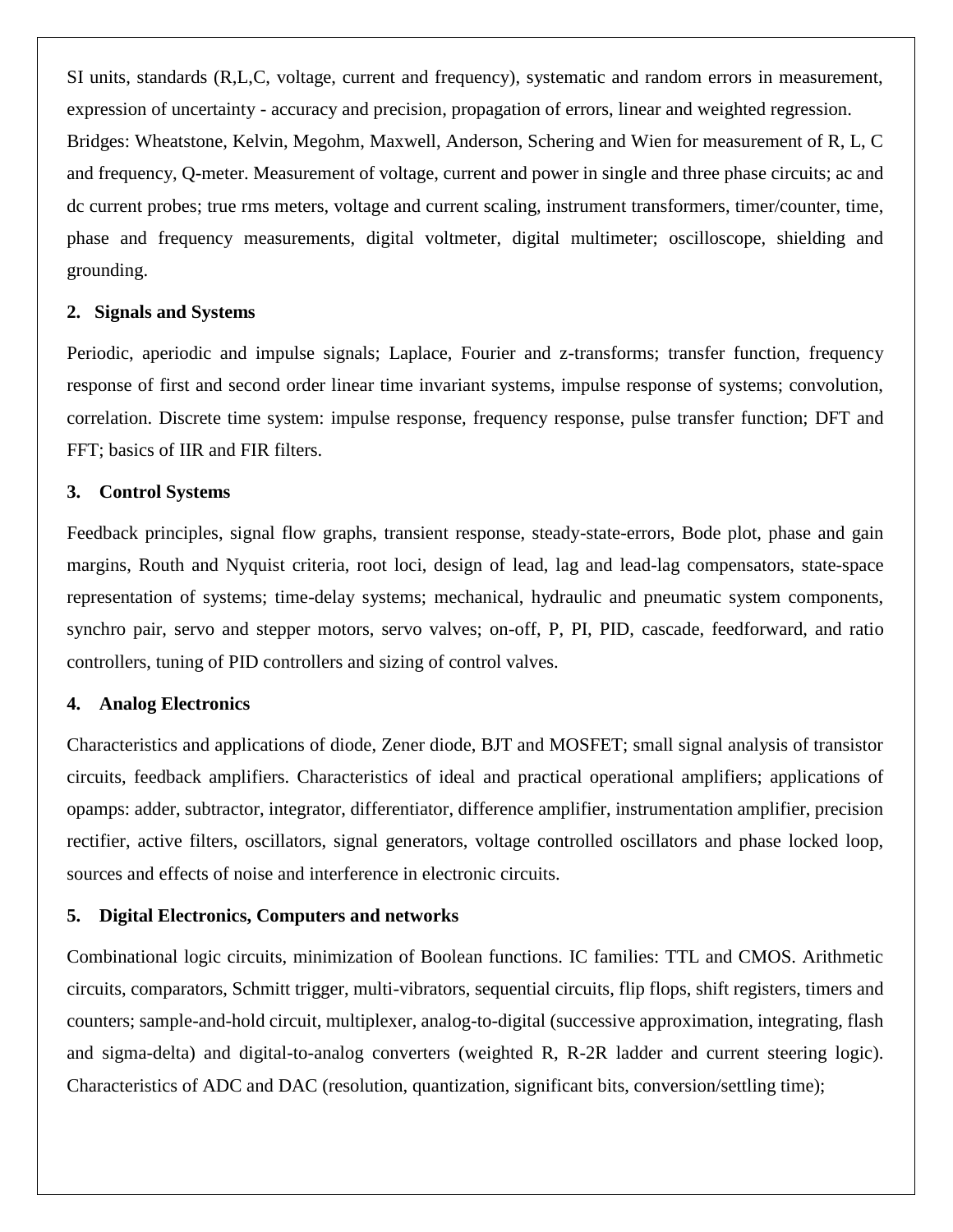SI units, standards (R,L,C, voltage, current and frequency), systematic and random errors in measurement, expression of uncertainty - accuracy and precision, propagation of errors, linear and weighted regression. Bridges: Wheatstone, Kelvin, Megohm, Maxwell, Anderson, Schering and Wien for measurement of R, L, C and frequency, Q-meter. Measurement of voltage, current and power in single and three phase circuits; ac and dc current probes; true rms meters, voltage and current scaling, instrument transformers, timer/counter, time, phase and frequency measurements, digital voltmeter, digital multimeter; oscilloscope, shielding and grounding.

**2. Signals and Systems**

Periodic, aperiodic and impulse signals; Laplace, Fourier and z-transforms; transfer function, frequency response of first and second order linear time invariant systems, impulse response of systems; convolution, correlation. Discrete time system: impulse response, frequency response, pulse transfer function; DFT and FFT; basics of IIR and FIR filters.

**3. Control Systems**

Feedback principles, signal flow graphs, transient response, steady-state-errors, Bode plot, phase and gain margins, Routh and Nyquist criteria, root loci, design of lead, lag and lead-lag compensators, state-space representation of systems; time-delay systems; mechanical, hydraulic and pneumatic system components, synchro pair, servo and stepper motors, servo valves; on-off, P, PI, PID, cascade, feedforward, and ratio controllers, tuning of PID controllers and sizing of control valves.

**4. Analog Electronics**

Characteristics and applications of diode, Zener diode, BJT and MOSFET; small signal analysis of transistor circuits, feedback amplifiers. Characteristics of ideal and practical operational amplifiers; applications of opamps: adder, subtractor, integrator, differentiator, difference amplifier, instrumentation amplifier, precision rectifier, active filters, oscillators, signal generators, voltage controlled oscillators and phase locked loop, sources and effects of noise and interference in electronic circuits.

**5. Digital Electronics, Computers and networks**

Combinational logic circuits, minimization of Boolean functions. IC families: TTL and CMOS. Arithmetic circuits, comparators, Schmitt trigger, multi-vibrators, sequential circuits, flip flops, shift registers, timers and counters; sample-and-hold circuit, multiplexer, analog-to-digital (successive approximation, integrating, flash and sigma-delta) and digital-to-analog converters (weighted R, R-2R ladder and current steering logic). Characteristics of ADC and DAC (resolution, quantization, significant bits, conversion/settling time);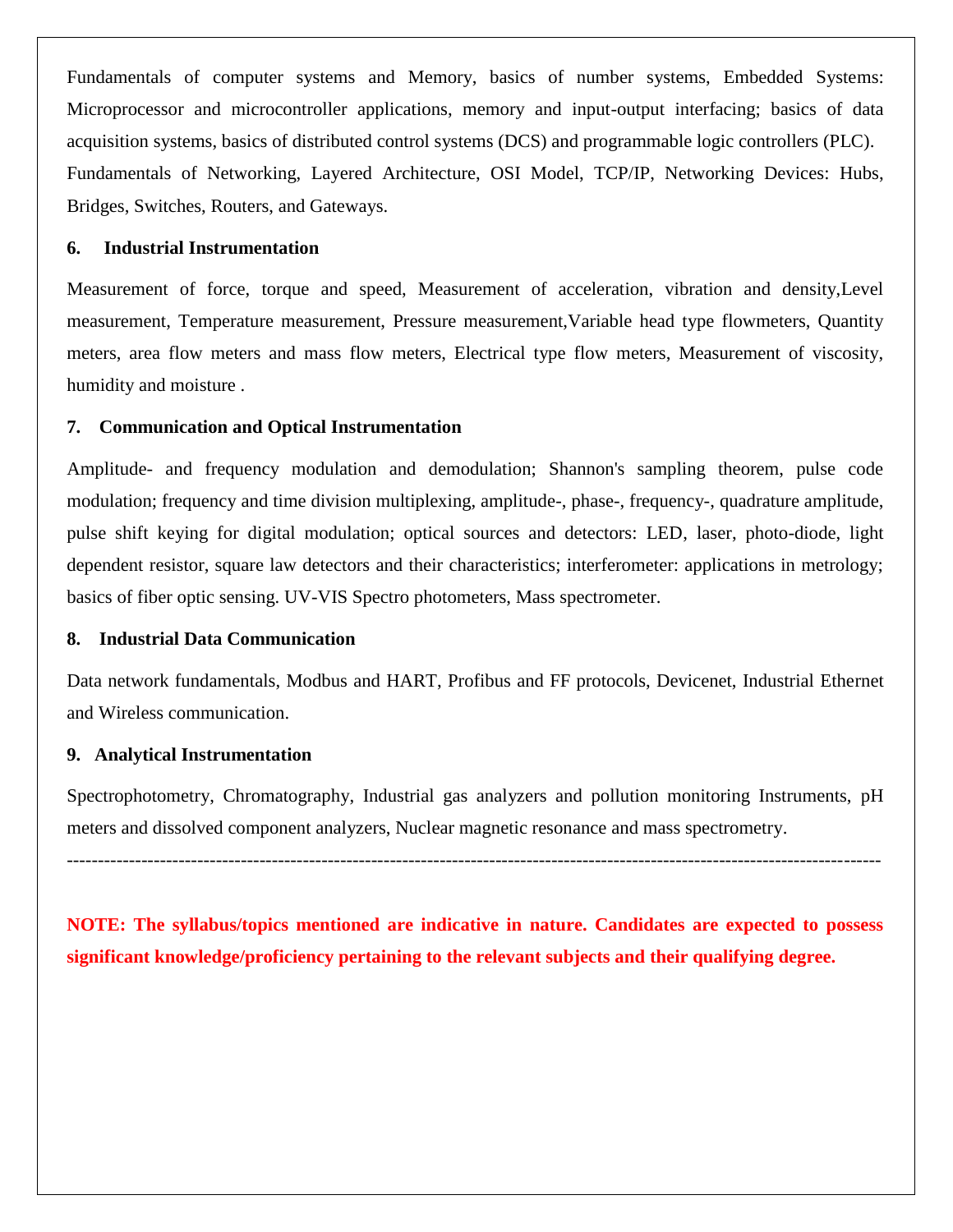Fundamentals of computer systems and Memory, basics of number systems, Embedded Systems: Microprocessor and microcontroller applications, memory and input-output interfacing; basics of data acquisition systems, basics of distributed control systems (DCS) and programmable logic controllers (PLC).

Fundamentals of Networking, Layered Architecture, OSI Model, TCP/IP, Networking Devices: Hubs, Bridges, Switches, Routers, and Gateways.

**6. Industrial Instrumentation**

Measurement of force, torque and speed, Measurement of acceleration, vibration and density,Level measurement, Temperature measurement, Pressure measurement,Variable head type flowmeters, Quantity meters, area flow meters and mass flow meters, Electrical type flow meters, Measurement of viscosity, humidity and moisture .

**7. Communication and Optical Instrumentation**

Amplitude- and frequency modulation and demodulation; Shannon's sampling theorem, pulse code modulation; frequency and time division multiplexing, amplitude-, phase-, frequency-, quadrature amplitude, pulse shift keying for digital modulation; optical sources and detectors: LED, laser, photo-diode, light dependent resistor, square law detectors and their characteristics; interferometer: applications in metrology; basics of fiber optic sensing. UV-VIS Spectro photometers, Mass spectrometer.

**8. Industrial Data Communication**

Data network fundamentals, Modbus and HART, Profibus and FF protocols, Devicenet, Industrial Ethernet and Wireless communication.

**9. Analytical Instrumentation**

Spectrophotometry, Chromatography, Industrial gas analyzers and pollution monitoring Instruments, pH meters and dissolved component analyzers, Nuclear magnetic resonance and mass spectrometry.

---

**NOTE: The syllabus/topics mentioned are indicative in nature. Candidates are expected to possess significant knowledge/proficiency pertaining to the relevant subjects and their qualifying degree.**